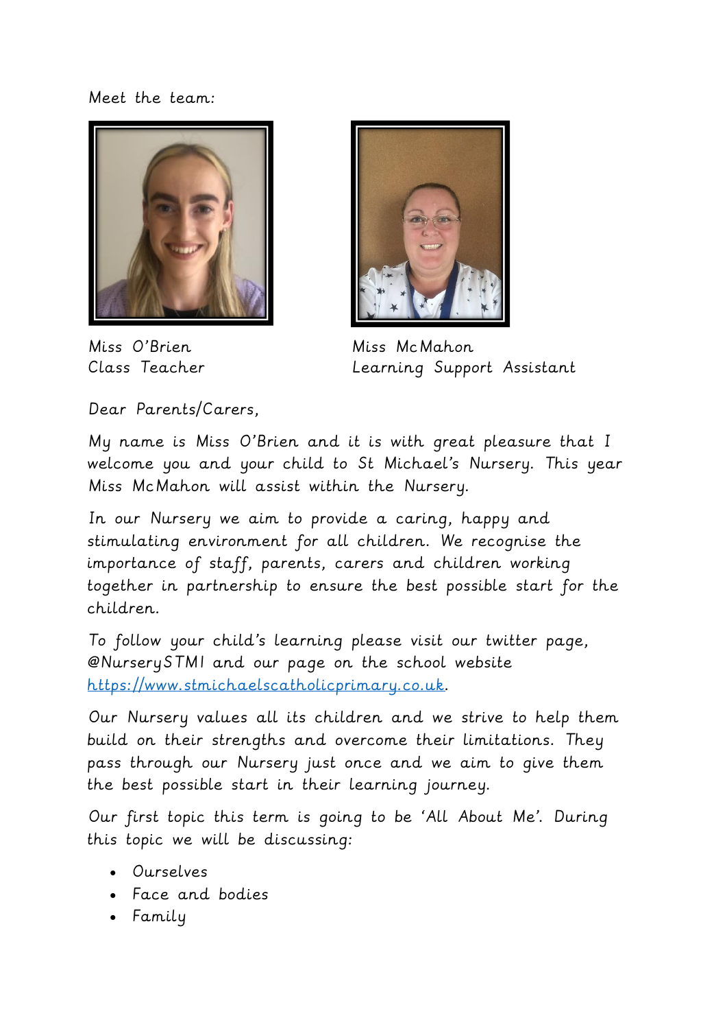Meet the team:

Miss O'Brien
Class Teacher

Miss McMahon
Learning Support Assistant

Dear Parents/Carers,

My name is Miss O'Brien and it is with great pleasure that I welcome you and your child to St Michael's Nursery. This year Miss McMahon will assist within the Nursery.

In our Nursery we aim to provide a caring, happy and stimulating environment for all children. We recognise the importance of staff, parents, carers and children working together in partnership to ensure the best possible start for the children.

To follow your child's learning please visit our twitter page, @NurserySTMI and our page on the school website [https://www.stmichaelscatholicprimary.co.uk](https://www.stmichaelscatholicprimary.co.uk).

Our Nursery values all its children and we strive to help them build on their strengths and overcome their limitations. They pass through our Nursery just once and we aim to give them the best possible start in their learning journey.

Our first topic this term is going to be 'All About Me'. During this topic we will be discussing:

- Ourselves
- Face and bodies
- Family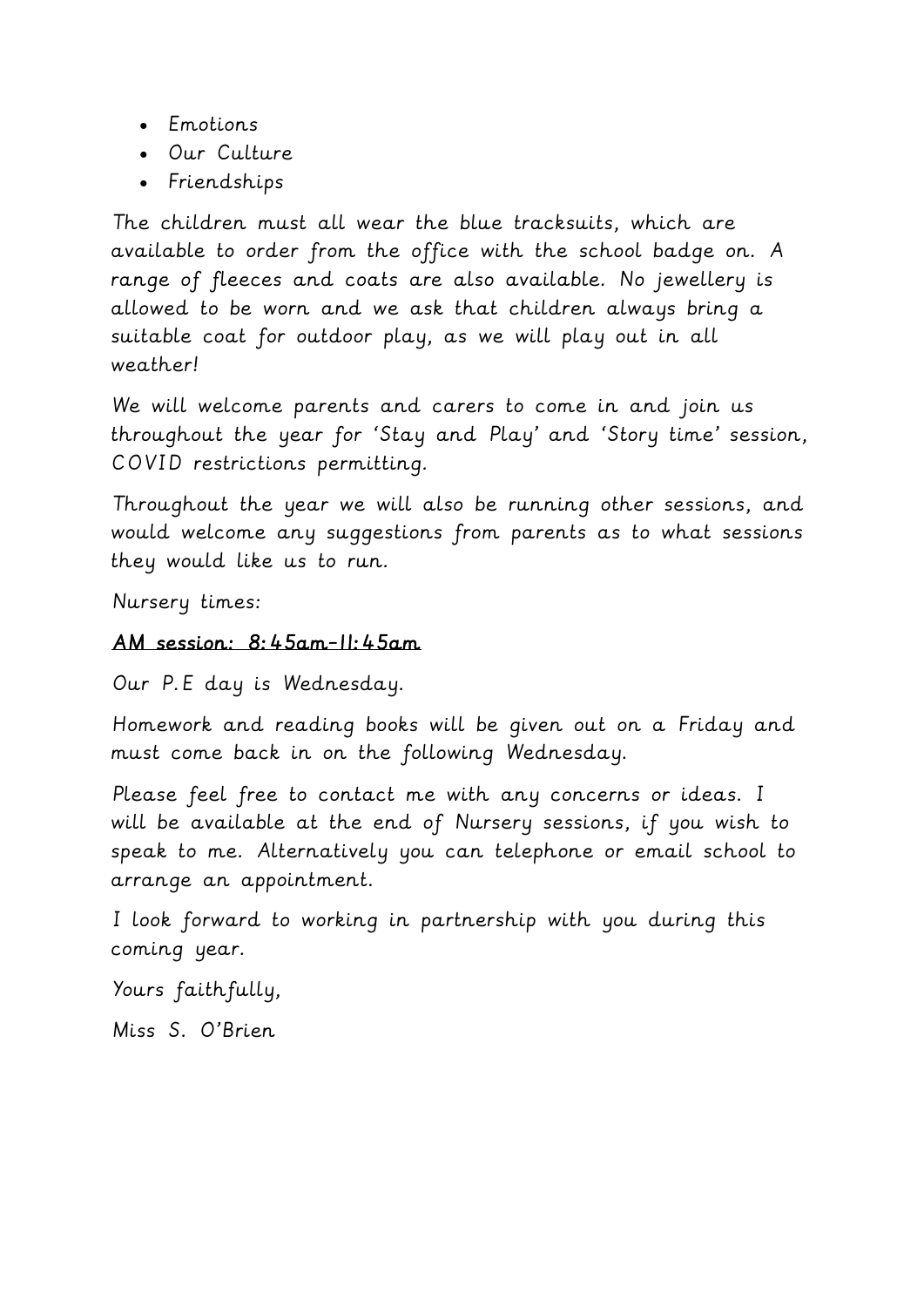- Emotions
- Our Culture
- Friendships

The children must all wear the blue tracksuits, which are available to order from the office with the school badge on. A range of fleeces and coats are also available. No jewellery is allowed to be worn and we ask that children always bring a suitable coat for outdoor play, as we will play out in all weather!

We will welcome parents and carers to come in and join us throughout the year for 'Stay and Play' and 'Story time' session, COVID restrictions permitting.

Throughout the year we will also be running other sessions, and would welcome any suggestions from parents as to what sessions they would like us to run.

Nursery times:

<u>AM session: 8:45am-11:45am</u>

Our P.E day is Wednesday.

Homework and reading books will be given out on a Friday and must come back in on the following Wednesday.

Please feel free to contact me with any concerns or ideas. I will be available at the end of Nursery sessions, if you wish to speak to me. Alternatively you can telephone or email school to arrange an appointment.

I look forward to working in partnership with you during this coming year.

Yours faithfully,

Miss S. O'Brien